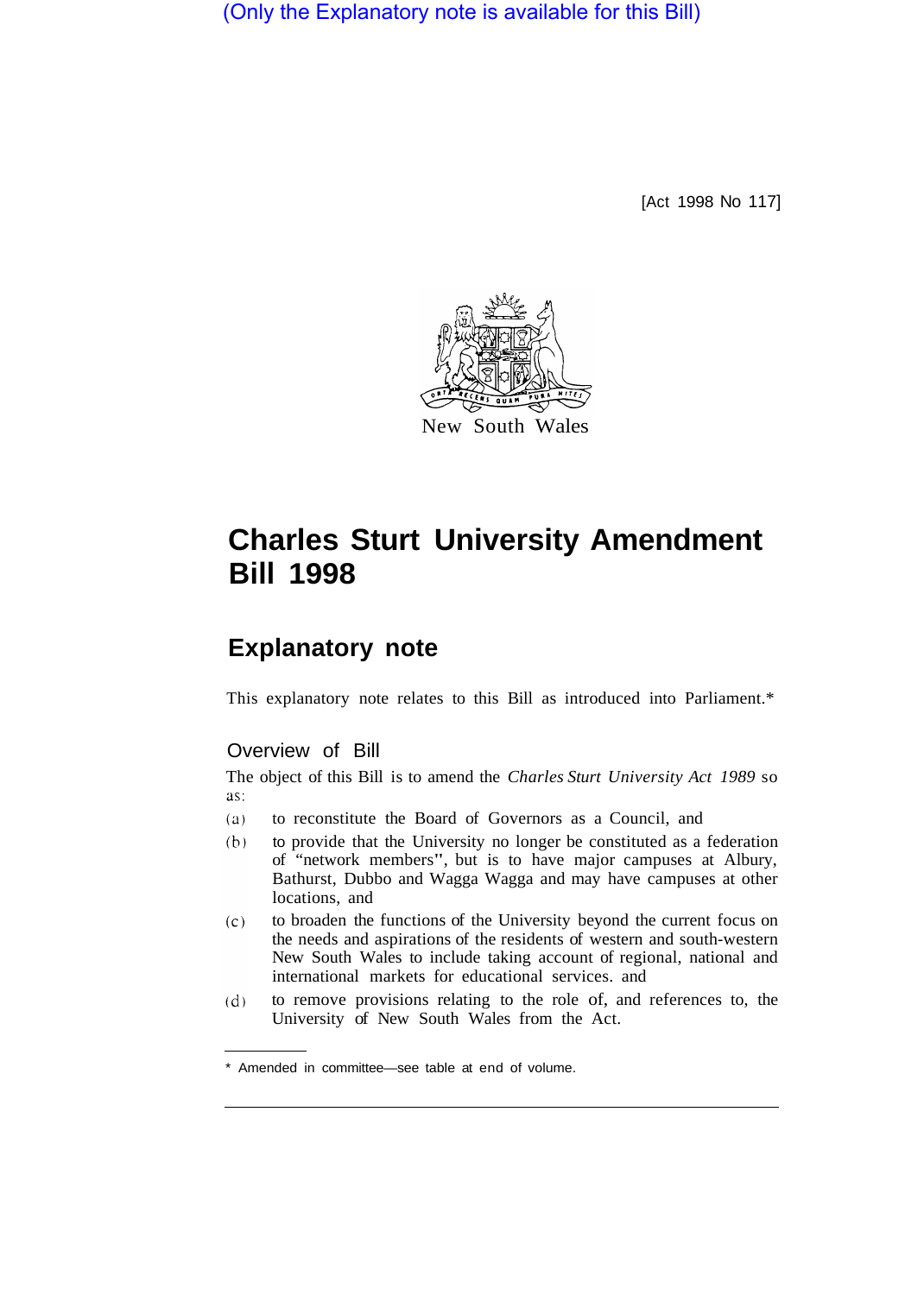(Only the Explanatory note is available for this Bill)

[Act 1998 No 117]

New South Wales

# Charles Sturt University Amendment Bill 1998

## Explanatory note

This explanatory note relates to this Bill as introduced into Parliament.*

### Overview of Bill

The object of this Bill is to amend the *Charles Sturt University Act 1989* so as:

(a) to reconstitute the Board of Governors as a Council, and

(b) to provide that the University no longer be constituted as a federation of "network members", but is to have major campuses at Albury, Bathurst, Dubbo and Wagga Wagga and may have campuses at other locations, and

(c) to broaden the functions of the University beyond the current focus on the needs and aspirations of the residents of western and south-western New South Wales to include taking account of regional, national and international markets for educational services. and

(d) to remove provisions relating to the role of, and references to, the University of New South Wales from the Act.

* Amended in committee—see table at end of volume.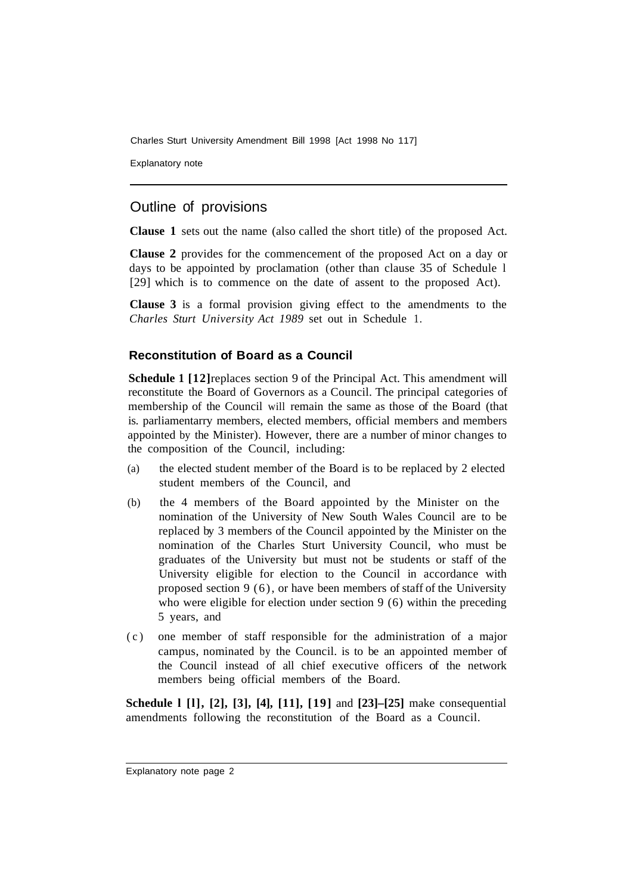## Outline of provisions

**Clause 1** sets out the name (also called the short title) of the proposed Act.

**Clause 2** provides for the commencement of the proposed Act on a day or days to be appointed by proclamation (other than clause 35 of Schedule 1 [29] which is to commence on the date of assent to the proposed Act).

**Clause 3** is a formal provision giving effect to the amendments to the *Charles Sturt University Act 1989* set out in Schedule 1.

### Reconstitution of Board as a Council

**Schedule 1 [12]** replaces section 9 of the Principal Act. This amendment will reconstitute the Board of Governors as a Council. The principal categories of membership of the Council will remain the same as those of the Board (that is. parliamentarry members, elected members, official members and members appointed by the Minister). However, there are a number of minor changes to the composition of the Council, including:

(a) the elected student member of the Board is to be replaced by 2 elected student members of the Council, and

(b) the 4 members of the Board appointed by the Minister on the nomination of the University of New South Wales Council are to be replaced by 3 members of the Council appointed by the Minister on the nomination of the Charles Sturt University Council, who must be graduates of the University but must not be students or staff of the University eligible for election to the Council in accordance with proposed section 9 (6), or have been members of staff of the University who were eligible for election under section 9 (6) within the preceding 5 years, and

(c) one member of staff responsible for the administration of a major campus, nominated by the Council. is to be an appointed member of the Council instead of all chief executive officers of the network members being official members of the Board.

**Schedule 1 [1], [2], [3], [4], [11], [19]** and **[23]–[25]** make consequential amendments following the reconstitution of the Board as a Council.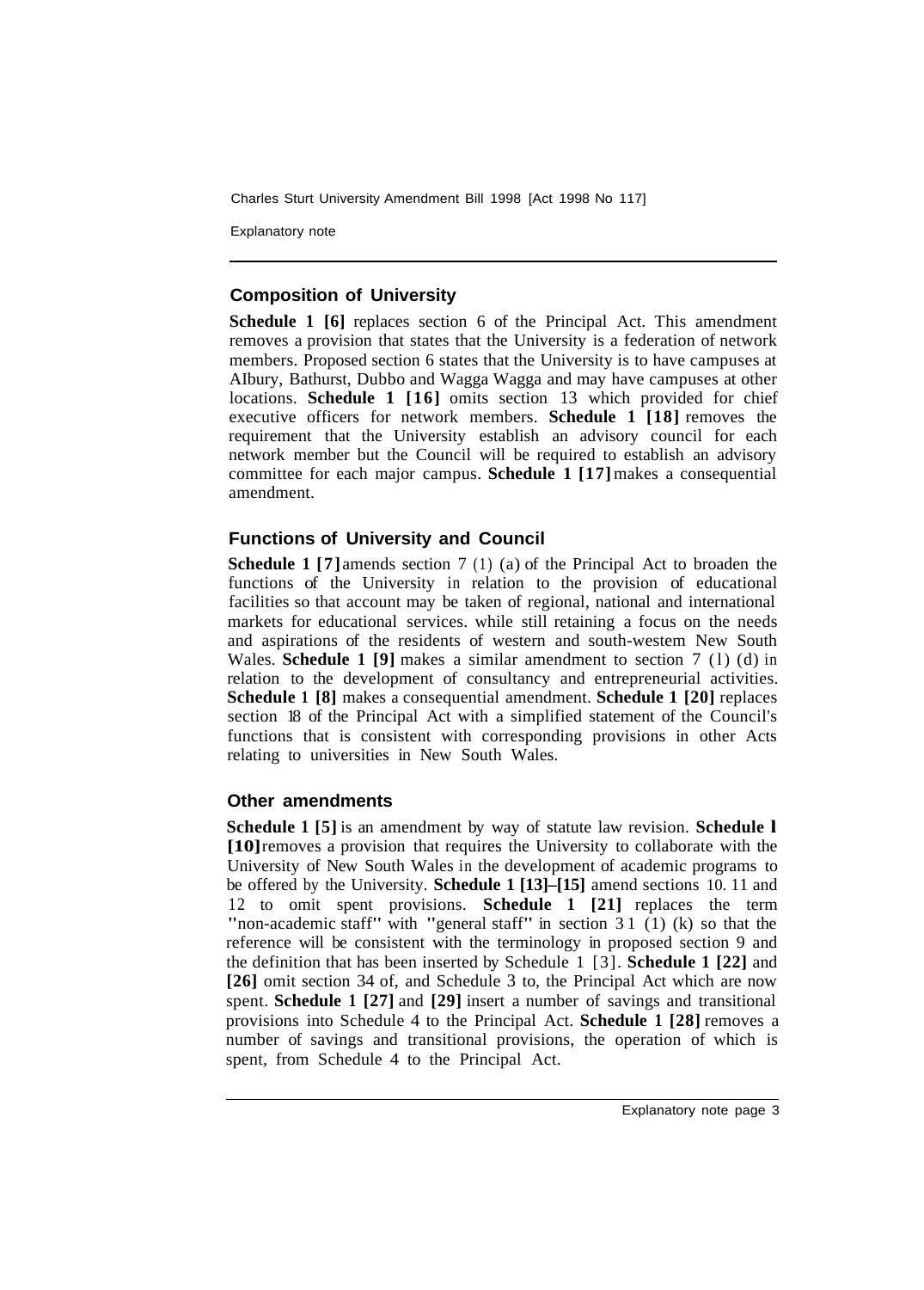## Composition of University

**Schedule 1 [6]** replaces section 6 of the Principal Act. This amendment removes a provision that states that the University is a federation of network members. Proposed section 6 states that the University is to have campuses at AIbury, Bathurst, Dubbo and Wagga Wagga and may have campuses at other locations. **Schedule 1 [16]** omits section 13 which provided for chief executive officers for network members. **Schedule 1 [18]** removes the requirement that the University establish an advisory council for each network member but the Council will be required to establish an advisory committee for each major campus. **Schedule 1 [17]** makes a consequential amendment.

## Functions of University and Council

**Schedule 1 [7]** amends section 7 (1) (a) of the Principal Act to broaden the functions of the University in relation to the provision of educational facilities so that account may be taken of regional, national and international markets for educational services. while still retaining a focus on the needs and aspirations of the residents of western and south-westem New South Wales. **Schedule 1 [9]** makes a similar amendment to section 7 (1) (d) in relation to the development of consultancy and entrepreneurial activities. **Schedule 1 [8]** makes a consequential amendment. **Schedule 1 [20]** replaces section 18 of the Principal Act with a simplified statement of the Council's functions that is consistent with corresponding provisions in other Acts relating to universities in New South Wales.

## Other amendments

**Schedule 1 [5]** is an amendment by way of statute law revision. **Schedule l [10]** removes a provision that requires the University to collaborate with the University of New South Wales in the development of academic programs to be offered by the University. **Schedule 1 [13]–[15]** amend sections 10. 11 and 12 to omit spent provisions. **Schedule 1 [21]** replaces the term "non-academic staff" with "general staff" in section 31 (1) (k) so that the reference will be consistent with the terminology in proposed section 9 and the definition that has been inserted by Schedule 1 [3]. **Schedule 1 [22]** and **[26]** omit section 34 of, and Schedule 3 to, the Principal Act which are now spent. **Schedule 1 [27]** and **[29]** insert a number of savings and transitional provisions into Schedule 4 to the Principal Act. **Schedule 1 [28]** removes a number of savings and transitional provisions, the operation of which is spent, from Schedule 4 to the Principal Act.